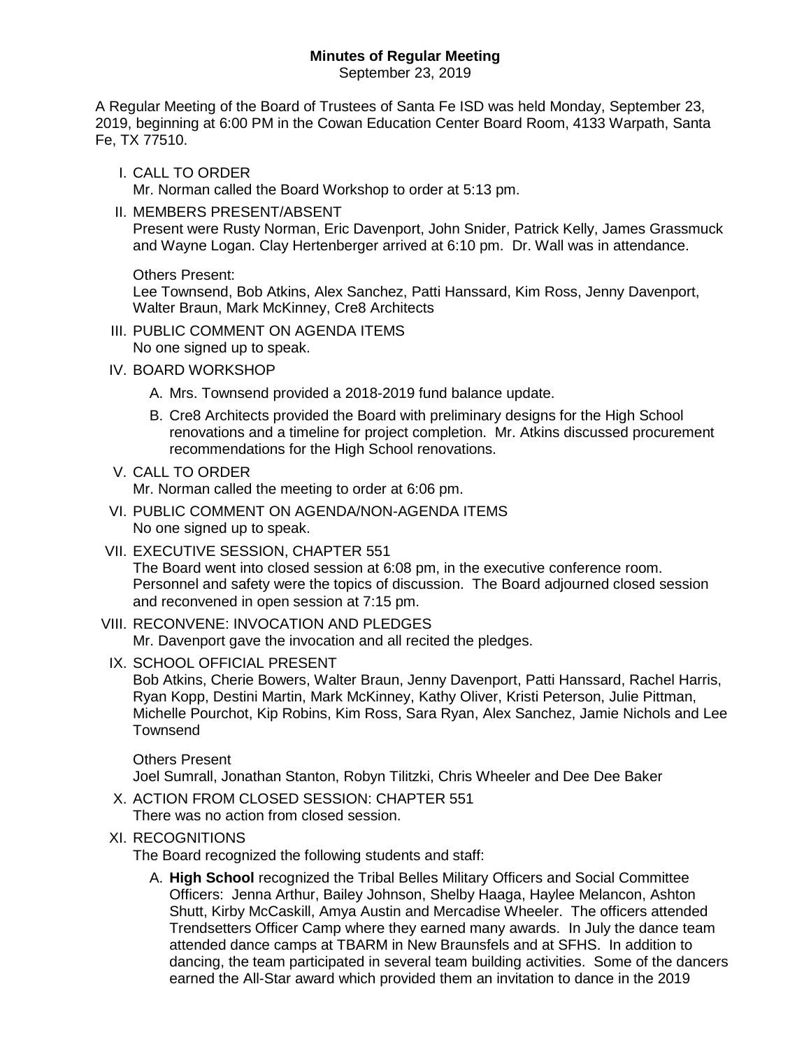# Minutes of Regular Meeting

September 23, 2019

A Regular Meeting of the Board of Trustees of Santa Fe ISD was held Monday, September 23, 2019, beginning at 6:00 PM in the Cowan Education Center Board Room, 4133 Warpath, Santa Fe, TX 77510.

I. CALL TO ORDER
Mr. Norman called the Board Workshop to order at 5:13 pm.

II. MEMBERS PRESENT/ABSENT
Present were Rusty Norman, Eric Davenport, John Snider, Patrick Kelly, James Grassmuck and Wayne Logan. Clay Hertenberger arrived at 6:10 pm. Dr. Wall was in attendance.

Others Present:
Lee Townsend, Bob Atkins, Alex Sanchez, Patti Hanssard, Kim Ross, Jenny Davenport, Walter Braun, Mark McKinney, Cre8 Architects

III. PUBLIC COMMENT ON AGENDA ITEMS
No one signed up to speak.

IV. BOARD WORKSHOP

A. Mrs. Townsend provided a 2018-2019 fund balance update.

B. Cre8 Architects provided the Board with preliminary designs for the High School renovations and a timeline for project completion. Mr. Atkins discussed procurement recommendations for the High School renovations.

V. CALL TO ORDER
Mr. Norman called the meeting to order at 6:06 pm.

VI. PUBLIC COMMENT ON AGENDA/NON-AGENDA ITEMS
No one signed up to speak.

VII. EXECUTIVE SESSION, CHAPTER 551
The Board went into closed session at 6:08 pm, in the executive conference room. Personnel and safety were the topics of discussion. The Board adjourned closed session and reconvened in open session at 7:15 pm.

VIII. RECONVENE: INVOCATION AND PLEDGES
Mr. Davenport gave the invocation and all recited the pledges.

IX. SCHOOL OFFICIAL PRESENT
Bob Atkins, Cherie Bowers, Walter Braun, Jenny Davenport, Patti Hanssard, Rachel Harris, Ryan Kopp, Destini Martin, Mark McKinney, Kathy Oliver, Kristi Peterson, Julie Pittman, Michelle Pourchot, Kip Robins, Kim Ross, Sara Ryan, Alex Sanchez, Jamie Nichols and Lee Townsend

Others Present
Joel Sumrall, Jonathan Stanton, Robyn Tilitzki, Chris Wheeler and Dee Dee Baker

X. ACTION FROM CLOSED SESSION: CHAPTER 551
There was no action from closed session.

XI. RECOGNITIONS
The Board recognized the following students and staff:

A. **High School** recognized the Tribal Belles Military Officers and Social Committee Officers: Jenna Arthur, Bailey Johnson, Shelby Haaga, Haylee Melancon, Ashton Shutt, Kirby McCaskill, Amya Austin and Mercadise Wheeler. The officers attended Trendsetters Officer Camp where they earned many awards. In July the dance team attended dance camps at TBARM in New Braunsfels and at SFHS. In addition to dancing, the team participated in several team building activities. Some of the dancers earned the All-Star award which provided them an invitation to dance in the 2019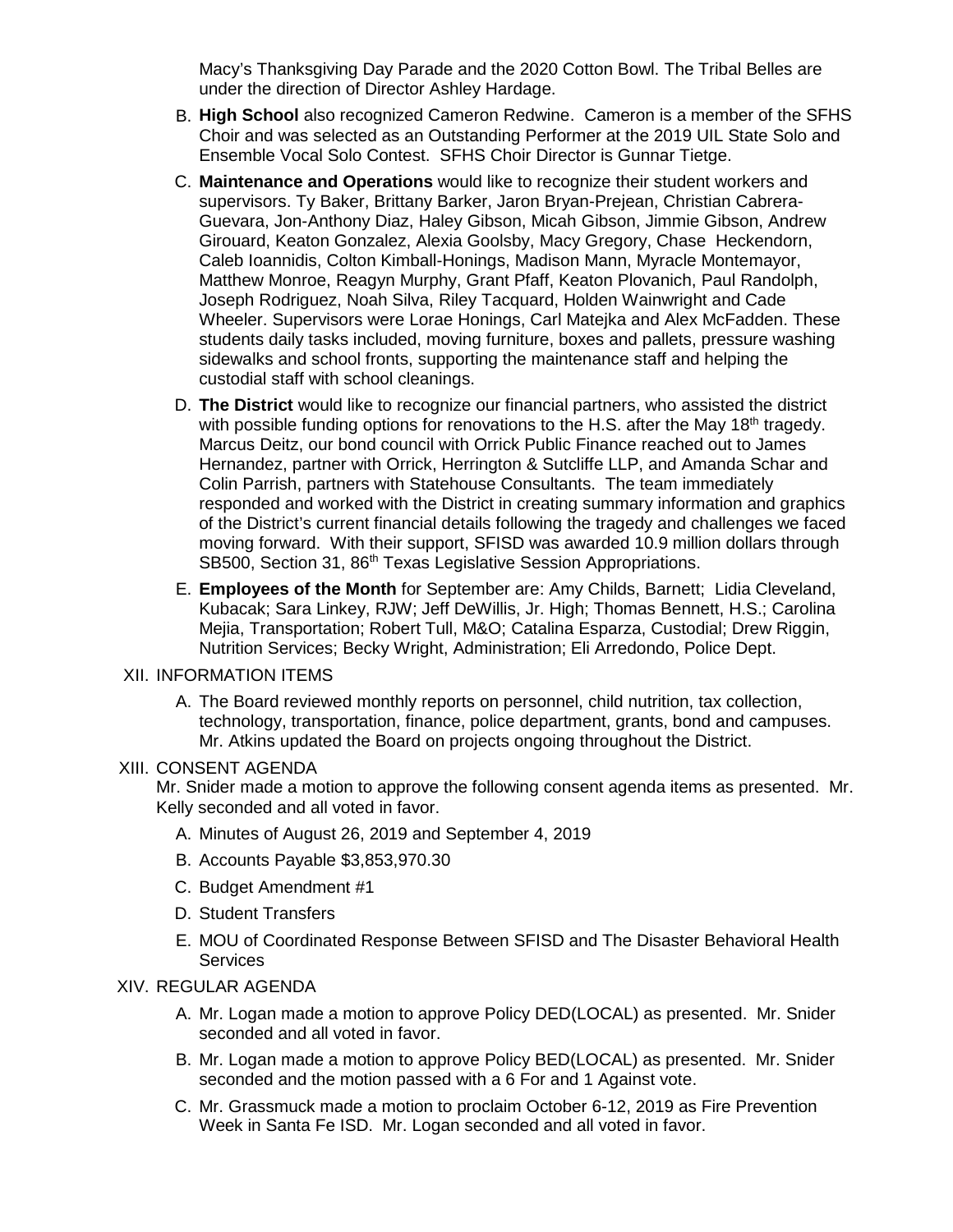Macy's Thanksgiving Day Parade and the 2020 Cotton Bowl. The Tribal Belles are under the direction of Director Ashley Hardage.

B. **High School** also recognized Cameron Redwine. Cameron is a member of the SFHS Choir and was selected as an Outstanding Performer at the 2019 UIL State Solo and Ensemble Vocal Solo Contest. SFHS Choir Director is Gunnar Tietge.

C. **Maintenance and Operations** would like to recognize their student workers and supervisors. Ty Baker, Brittany Barker, Jaron Bryan-Prejean, Christian Cabrera-Guevara, Jon-Anthony Diaz, Haley Gibson, Micah Gibson, Jimmie Gibson, Andrew Girouard, Keaton Gonzalez, Alexia Goolsby, Macy Gregory, Chase Heckendorn, Caleb Ioannidis, Colton Kimball-Honings, Madison Mann, Myracle Montemayor, Matthew Monroe, Reagyn Murphy, Grant Pfaff, Keaton Plovanich, Paul Randolph, Joseph Rodriguez, Noah Silva, Riley Tacquard, Holden Wainwright and Cade Wheeler. Supervisors were Lorae Honings, Carl Matejka and Alex McFadden. These students daily tasks included, moving furniture, boxes and pallets, pressure washing sidewalks and school fronts, supporting the maintenance staff and helping the custodial staff with school cleanings.

D. **The District** would like to recognize our financial partners, who assisted the district with possible funding options for renovations to the H.S. after the May 18th tragedy. Marcus Deitz, our bond council with Orrick Public Finance reached out to James Hernandez, partner with Orrick, Herrington & Sutcliffe LLP, and Amanda Schar and Colin Parrish, partners with Statehouse Consultants. The team immediately responded and worked with the District in creating summary information and graphics of the District's current financial details following the tragedy and challenges we faced moving forward. With their support, SFISD was awarded 10.9 million dollars through SB500, Section 31, 86th Texas Legislative Session Appropriations.

E. **Employees of the Month** for September are: Amy Childs, Barnett; Lidia Cleveland, Kubacak; Sara Linkey, RJW; Jeff DeWillis, Jr. High; Thomas Bennett, H.S.; Carolina Mejia, Transportation; Robert Tull, M&O; Catalina Esparza, Custodial; Drew Riggin, Nutrition Services; Becky Wright, Administration; Eli Arredondo, Police Dept.

XII. INFORMATION ITEMS

A. The Board reviewed monthly reports on personnel, child nutrition, tax collection, technology, transportation, finance, police department, grants, bond and campuses. Mr. Atkins updated the Board on projects ongoing throughout the District.

XIII. CONSENT AGENDA

Mr. Snider made a motion to approve the following consent agenda items as presented. Mr. Kelly seconded and all voted in favor.

A. Minutes of August 26, 2019 and September 4, 2019
B. Accounts Payable $3,853,970.30
C. Budget Amendment #1
D. Student Transfers
E. MOU of Coordinated Response Between SFISD and The Disaster Behavioral Health Services

XIV. REGULAR AGENDA

A. Mr. Logan made a motion to approve Policy DED(LOCAL) as presented. Mr. Snider seconded and all voted in favor.

B. Mr. Logan made a motion to approve Policy BED(LOCAL) as presented. Mr. Snider seconded and the motion passed with a 6 For and 1 Against vote.

C. Mr. Grassmuck made a motion to proclaim October 6-12, 2019 as Fire Prevention Week in Santa Fe ISD. Mr. Logan seconded and all voted in favor.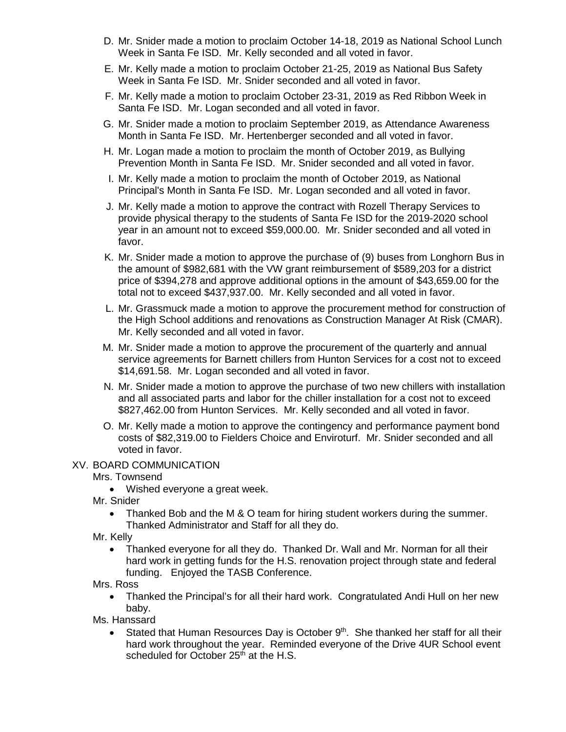D. Mr. Snider made a motion to proclaim October 14-18, 2019 as National School Lunch Week in Santa Fe ISD. Mr. Kelly seconded and all voted in favor.

E. Mr. Kelly made a motion to proclaim October 21-25, 2019 as National Bus Safety Week in Santa Fe ISD. Mr. Snider seconded and all voted in favor.

F. Mr. Kelly made a motion to proclaim October 23-31, 2019 as Red Ribbon Week in Santa Fe ISD. Mr. Logan seconded and all voted in favor.

G. Mr. Snider made a motion to proclaim September 2019, as Attendance Awareness Month in Santa Fe ISD. Mr. Hertenberger seconded and all voted in favor.

H. Mr. Logan made a motion to proclaim the month of October 2019, as Bullying Prevention Month in Santa Fe ISD. Mr. Snider seconded and all voted in favor.

I. Mr. Kelly made a motion to proclaim the month of October 2019, as National Principal's Month in Santa Fe ISD. Mr. Logan seconded and all voted in favor.

J. Mr. Kelly made a motion to approve the contract with Rozell Therapy Services to provide physical therapy to the students of Santa Fe ISD for the 2019-2020 school year in an amount not to exceed $59,000.00. Mr. Snider seconded and all voted in favor.

K. Mr. Snider made a motion to approve the purchase of (9) buses from Longhorn Bus in the amount of $982,681 with the VW grant reimbursement of $589,203 for a district price of $394,278 and approve additional options in the amount of $43,659.00 for the total not to exceed $437,937.00. Mr. Kelly seconded and all voted in favor.

L. Mr. Grassmuck made a motion to approve the procurement method for construction of the High School additions and renovations as Construction Manager At Risk (CMAR). Mr. Kelly seconded and all voted in favor.

M. Mr. Snider made a motion to approve the procurement of the quarterly and annual service agreements for Barnett chillers from Hunton Services for a cost not to exceed $14,691.58. Mr. Logan seconded and all voted in favor.

N. Mr. Snider made a motion to approve the purchase of two new chillers with installation and all associated parts and labor for the chiller installation for a cost not to exceed $827,462.00 from Hunton Services. Mr. Kelly seconded and all voted in favor.

O. Mr. Kelly made a motion to approve the contingency and performance payment bond costs of $82,319.00 to Fielders Choice and Enviroturf. Mr. Snider seconded and all voted in favor.

XV. BOARD COMMUNICATION

Mrs. Townsend

- Wished everyone a great week.

Mr. Snider

- Thanked Bob and the M & O team for hiring student workers during the summer. Thanked Administrator and Staff for all they do.

Mr. Kelly

- Thanked everyone for all they do. Thanked Dr. Wall and Mr. Norman for all their hard work in getting funds for the H.S. renovation project through state and federal funding. Enjoyed the TASB Conference.

Mrs. Ross

- Thanked the Principal's for all their hard work. Congratulated Andi Hull on her new baby.

Ms. Hanssard

- Stated that Human Resources Day is October 9th. She thanked her staff for all their hard work throughout the year. Reminded everyone of the Drive 4UR School event scheduled for October 25th at the H.S.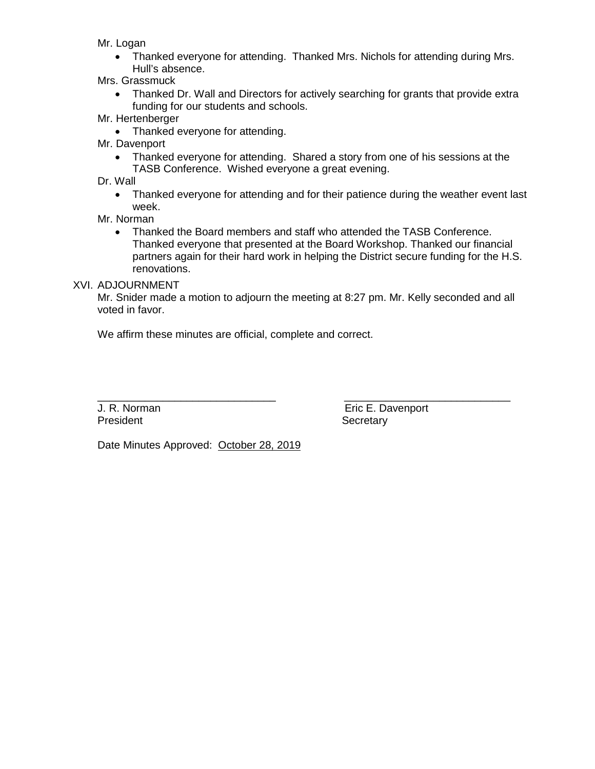Mr. Logan

- Thanked everyone for attending. Thanked Mrs. Nichols for attending during Mrs. Hull's absence.

Mrs. Grassmuck

- Thanked Dr. Wall and Directors for actively searching for grants that provide extra funding for our students and schools.

Mr. Hertenberger

- Thanked everyone for attending.

Mr. Davenport

- Thanked everyone for attending. Shared a story from one of his sessions at the TASB Conference. Wished everyone a great evening.

Dr. Wall

- Thanked everyone for attending and for their patience during the weather event last week.

Mr. Norman

- Thanked the Board members and staff who attended the TASB Conference. Thanked everyone that presented at the Board Workshop. Thanked our financial partners again for their hard work in helping the District secure funding for the H.S. renovations.

XVI. ADJOURNMENT

Mr. Snider made a motion to adjourn the meeting at 8:27 pm. Mr. Kelly seconded and all voted in favor.

We affirm these minutes are official, complete and correct.

\_\_\_\_\_\_\_\_\_\_\_\_\_\_\_\_\_\_\_\_\_\_\_\_\_\_\_\_\_\_ \_\_\_\_\_\_\_\_\_\_\_\_\_\_\_\_\_\_\_\_\_\_\_\_\_\_\_\_\_\_

J. R. Norman — President

Eric E. Davenport — Secretary

Date Minutes Approved: October 28, 2019